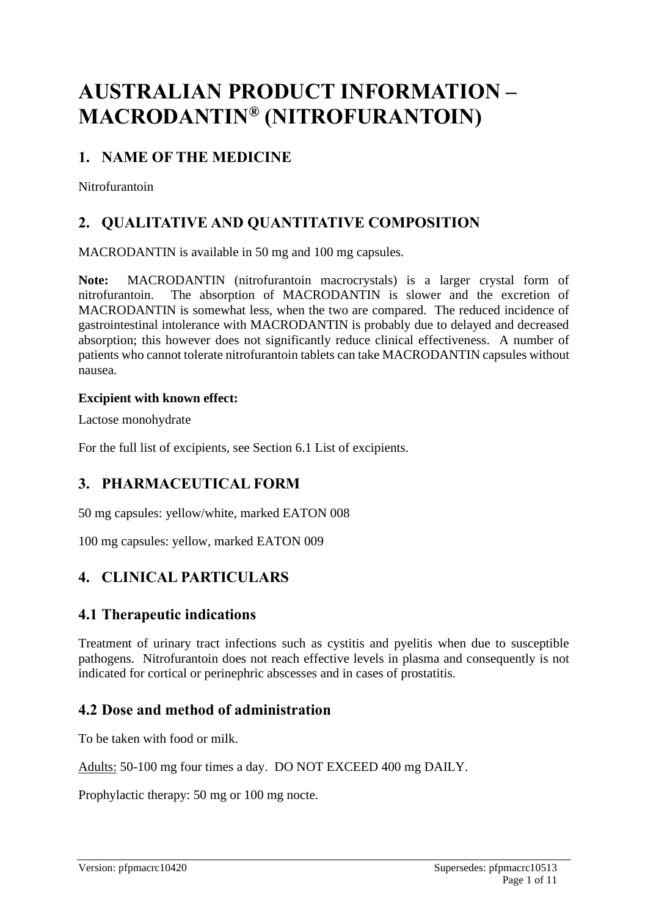# AUSTRALIAN PRODUCT INFORMATION – MACRODANTIN® (NITROFURANTOIN)

## 1. NAME OF THE MEDICINE

Nitrofurantoin

## 2. QUALITATIVE AND QUANTITATIVE COMPOSITION

MACRODANTIN is available in 50 mg and 100 mg capsules.

**Note:** MACRODANTIN (nitrofurantoin macrocrystals) is a larger crystal form of nitrofurantoin. The absorption of MACRODANTIN is slower and the excretion of MACRODANTIN is somewhat less, when the two are compared. The reduced incidence of gastrointestinal intolerance with MACRODANTIN is probably due to delayed and decreased absorption; this however does not significantly reduce clinical effectiveness. A number of patients who cannot tolerate nitrofurantoin tablets can take MACRODANTIN capsules without nausea.

**Excipient with known effect:**

Lactose monohydrate

For the full list of excipients, see Section 6.1 List of excipients.

## 3. PHARMACEUTICAL FORM

50 mg capsules: yellow/white, marked EATON 008

100 mg capsules: yellow, marked EATON 009

## 4. CLINICAL PARTICULARS

## 4.1 Therapeutic indications

Treatment of urinary tract infections such as cystitis and pyelitis when due to susceptible pathogens. Nitrofurantoin does not reach effective levels in plasma and consequently is not indicated for cortical or perinephric abscesses and in cases of prostatitis.

## 4.2 Dose and method of administration

To be taken with food or milk.

Adults: 50-100 mg four times a day. DO NOT EXCEED 400 mg DAILY.

Prophylactic therapy: 50 mg or 100 mg nocte.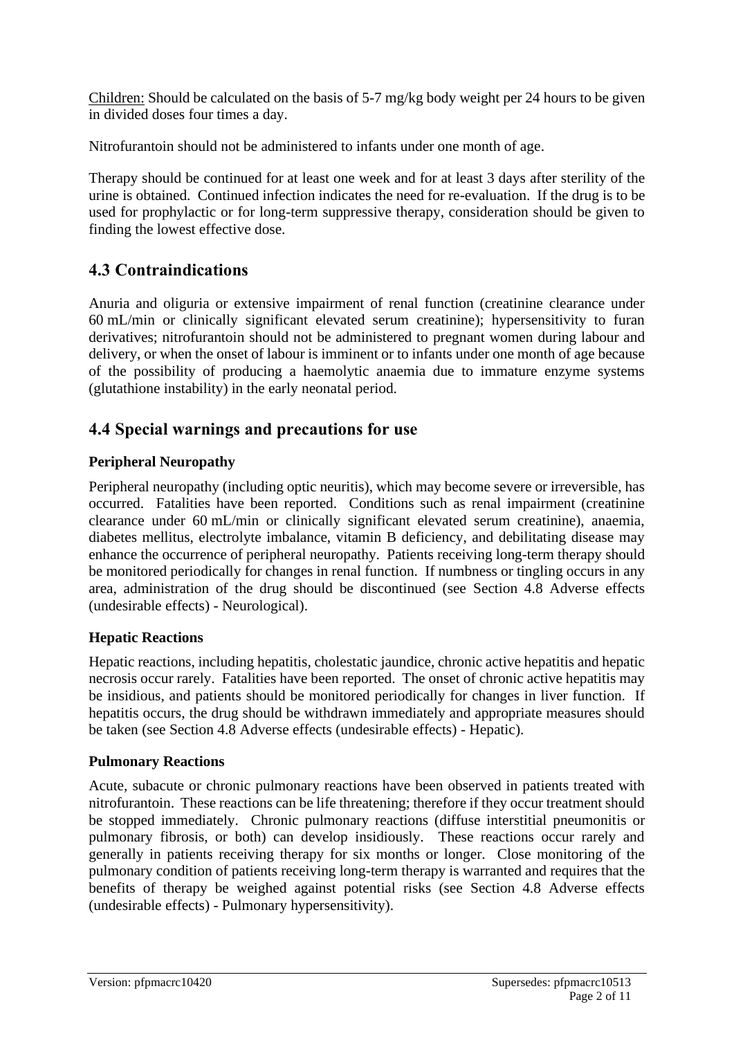<u>Children:</u> Should be calculated on the basis of 5-7 mg/kg body weight per 24 hours to be given in divided doses four times a day.

Nitrofurantoin should not be administered to infants under one month of age.

Therapy should be continued for at least one week and for at least 3 days after sterility of the urine is obtained. Continued infection indicates the need for re-evaluation. If the drug is to be used for prophylactic or for long-term suppressive therapy, consideration should be given to finding the lowest effective dose.

## 4.3 Contraindications

Anuria and oliguria or extensive impairment of renal function (creatinine clearance under 60 mL/min or clinically significant elevated serum creatinine); hypersensitivity to furan derivatives; nitrofurantoin should not be administered to pregnant women during labour and delivery, or when the onset of labour is imminent or to infants under one month of age because of the possibility of producing a haemolytic anaemia due to immature enzyme systems (glutathione instability) in the early neonatal period.

## 4.4 Special warnings and precautions for use

### Peripheral Neuropathy

Peripheral neuropathy (including optic neuritis), which may become severe or irreversible, has occurred. Fatalities have been reported. Conditions such as renal impairment (creatinine clearance under 60 mL/min or clinically significant elevated serum creatinine), anaemia, diabetes mellitus, electrolyte imbalance, vitamin B deficiency, and debilitating disease may enhance the occurrence of peripheral neuropathy. Patients receiving long-term therapy should be monitored periodically for changes in renal function. If numbness or tingling occurs in any area, administration of the drug should be discontinued (see Section 4.8 Adverse effects (undesirable effects) - Neurological).

### Hepatic Reactions

Hepatic reactions, including hepatitis, cholestatic jaundice, chronic active hepatitis and hepatic necrosis occur rarely. Fatalities have been reported. The onset of chronic active hepatitis may be insidious, and patients should be monitored periodically for changes in liver function. If hepatitis occurs, the drug should be withdrawn immediately and appropriate measures should be taken (see Section 4.8 Adverse effects (undesirable effects) - Hepatic).

### Pulmonary Reactions

Acute, subacute or chronic pulmonary reactions have been observed in patients treated with nitrofurantoin. These reactions can be life threatening; therefore if they occur treatment should be stopped immediately. Chronic pulmonary reactions (diffuse interstitial pneumonitis or pulmonary fibrosis, or both) can develop insidiously. These reactions occur rarely and generally in patients receiving therapy for six months or longer. Close monitoring of the pulmonary condition of patients receiving long-term therapy is warranted and requires that the benefits of therapy be weighed against potential risks (see Section 4.8 Adverse effects (undesirable effects) - Pulmonary hypersensitivity).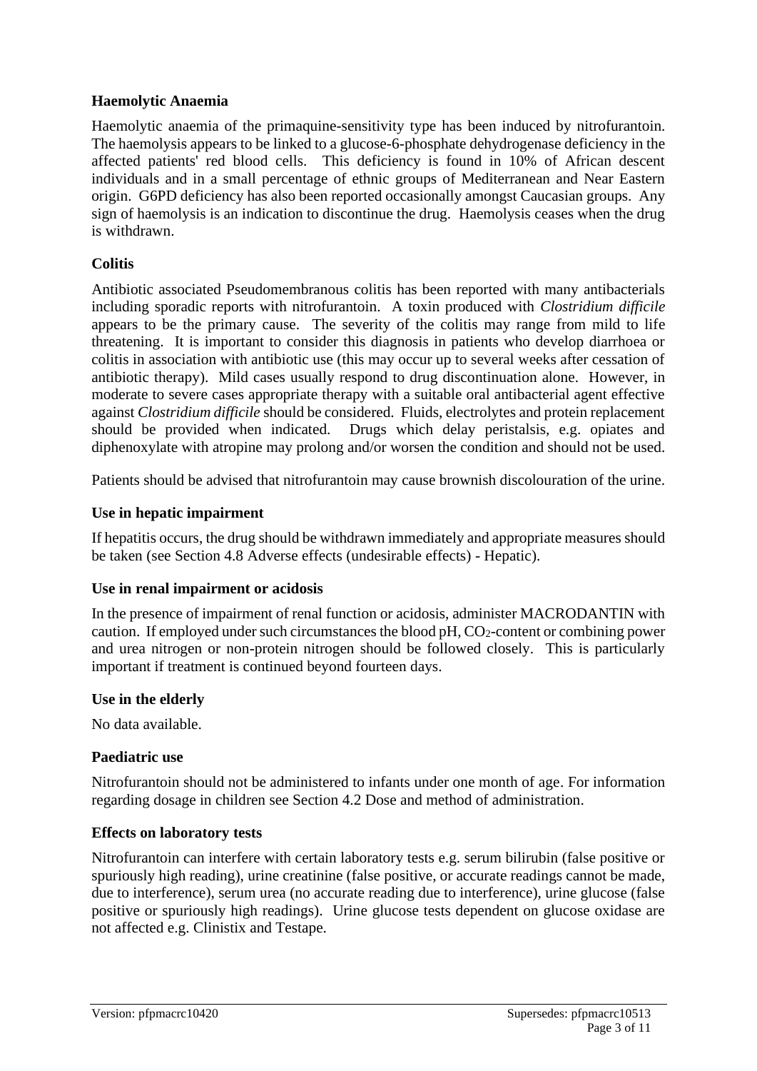**Haemolytic Anaemia**

Haemolytic anaemia of the primaquine-sensitivity type has been induced by nitrofurantoin. The haemolysis appears to be linked to a glucose-6-phosphate dehydrogenase deficiency in the affected patients' red blood cells. This deficiency is found in 10% of African descent individuals and in a small percentage of ethnic groups of Mediterranean and Near Eastern origin. G6PD deficiency has also been reported occasionally amongst Caucasian groups. Any sign of haemolysis is an indication to discontinue the drug. Haemolysis ceases when the drug is withdrawn.

**Colitis**

Antibiotic associated Pseudomembranous colitis has been reported with many antibacterials including sporadic reports with nitrofurantoin. A toxin produced with *Clostridium difficile* appears to be the primary cause. The severity of the colitis may range from mild to life threatening. It is important to consider this diagnosis in patients who develop diarrhoea or colitis in association with antibiotic use (this may occur up to several weeks after cessation of antibiotic therapy). Mild cases usually respond to drug discontinuation alone. However, in moderate to severe cases appropriate therapy with a suitable oral antibacterial agent effective against *Clostridium difficile* should be considered. Fluids, electrolytes and protein replacement should be provided when indicated. Drugs which delay peristalsis, e.g. opiates and diphenoxylate with atropine may prolong and/or worsen the condition and should not be used.

Patients should be advised that nitrofurantoin may cause brownish discolouration of the urine.

**Use in hepatic impairment**

If hepatitis occurs, the drug should be withdrawn immediately and appropriate measures should be taken (see Section 4.8 Adverse effects (undesirable effects) - Hepatic).

**Use in renal impairment or acidosis**

In the presence of impairment of renal function or acidosis, administer MACRODANTIN with caution. If employed under such circumstances the blood pH, $CO_2$-content or combining power and urea nitrogen or non-protein nitrogen should be followed closely. This is particularly important if treatment is continued beyond fourteen days.

**Use in the elderly**

No data available.

**Paediatric use**

Nitrofurantoin should not be administered to infants under one month of age. For information regarding dosage in children see Section 4.2 Dose and method of administration.

**Effects on laboratory tests**

Nitrofurantoin can interfere with certain laboratory tests e.g. serum bilirubin (false positive or spuriously high reading), urine creatinine (false positive, or accurate readings cannot be made, due to interference), serum urea (no accurate reading due to interference), urine glucose (false positive or spuriously high readings). Urine glucose tests dependent on glucose oxidase are not affected e.g. Clinistix and Testape.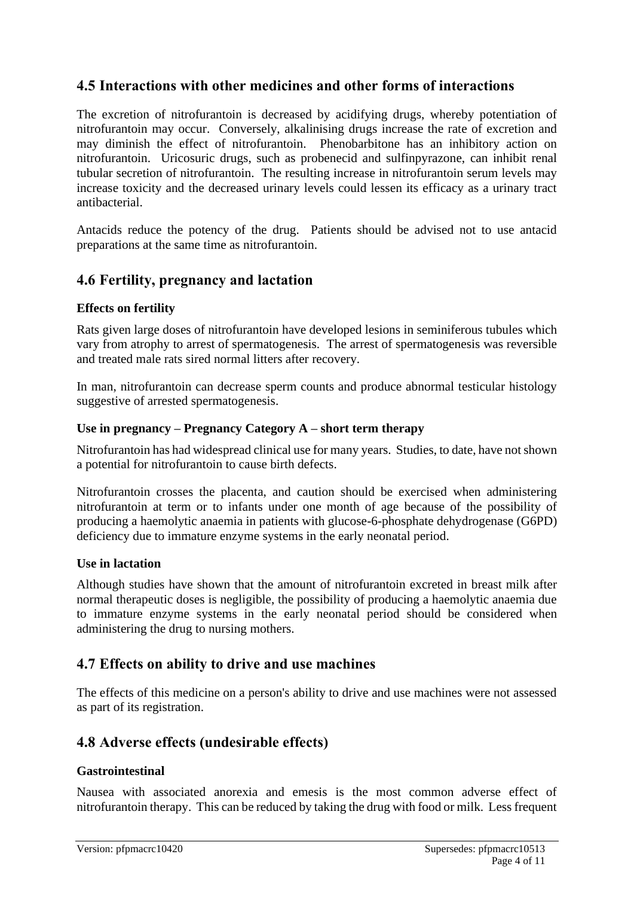## 4.5 Interactions with other medicines and other forms of interactions

The excretion of nitrofurantoin is decreased by acidifying drugs, whereby potentiation of nitrofurantoin may occur. Conversely, alkalinising drugs increase the rate of excretion and may diminish the effect of nitrofurantoin. Phenobarbitone has an inhibitory action on nitrofurantoin. Uricosuric drugs, such as probenecid and sulfinpyrazone, can inhibit renal tubular secretion of nitrofurantoin. The resulting increase in nitrofurantoin serum levels may increase toxicity and the decreased urinary levels could lessen its efficacy as a urinary tract antibacterial.

Antacids reduce the potency of the drug. Patients should be advised not to use antacid preparations at the same time as nitrofurantoin.

## 4.6 Fertility, pregnancy and lactation

### Effects on fertility

Rats given large doses of nitrofurantoin have developed lesions in seminiferous tubules which vary from atrophy to arrest of spermatogenesis. The arrest of spermatogenesis was reversible and treated male rats sired normal litters after recovery.

In man, nitrofurantoin can decrease sperm counts and produce abnormal testicular histology suggestive of arrested spermatogenesis.

### Use in pregnancy – Pregnancy Category A – short term therapy

Nitrofurantoin has had widespread clinical use for many years. Studies, to date, have not shown a potential for nitrofurantoin to cause birth defects.

Nitrofurantoin crosses the placenta, and caution should be exercised when administering nitrofurantoin at term or to infants under one month of age because of the possibility of producing a haemolytic anaemia in patients with glucose-6-phosphate dehydrogenase (G6PD) deficiency due to immature enzyme systems in the early neonatal period.

### Use in lactation

Although studies have shown that the amount of nitrofurantoin excreted in breast milk after normal therapeutic doses is negligible, the possibility of producing a haemolytic anaemia due to immature enzyme systems in the early neonatal period should be considered when administering the drug to nursing mothers.

## 4.7 Effects on ability to drive and use machines

The effects of this medicine on a person's ability to drive and use machines were not assessed as part of its registration.

## 4.8 Adverse effects (undesirable effects)

### Gastrointestinal

Nausea with associated anorexia and emesis is the most common adverse effect of nitrofurantoin therapy. This can be reduced by taking the drug with food or milk. Less frequent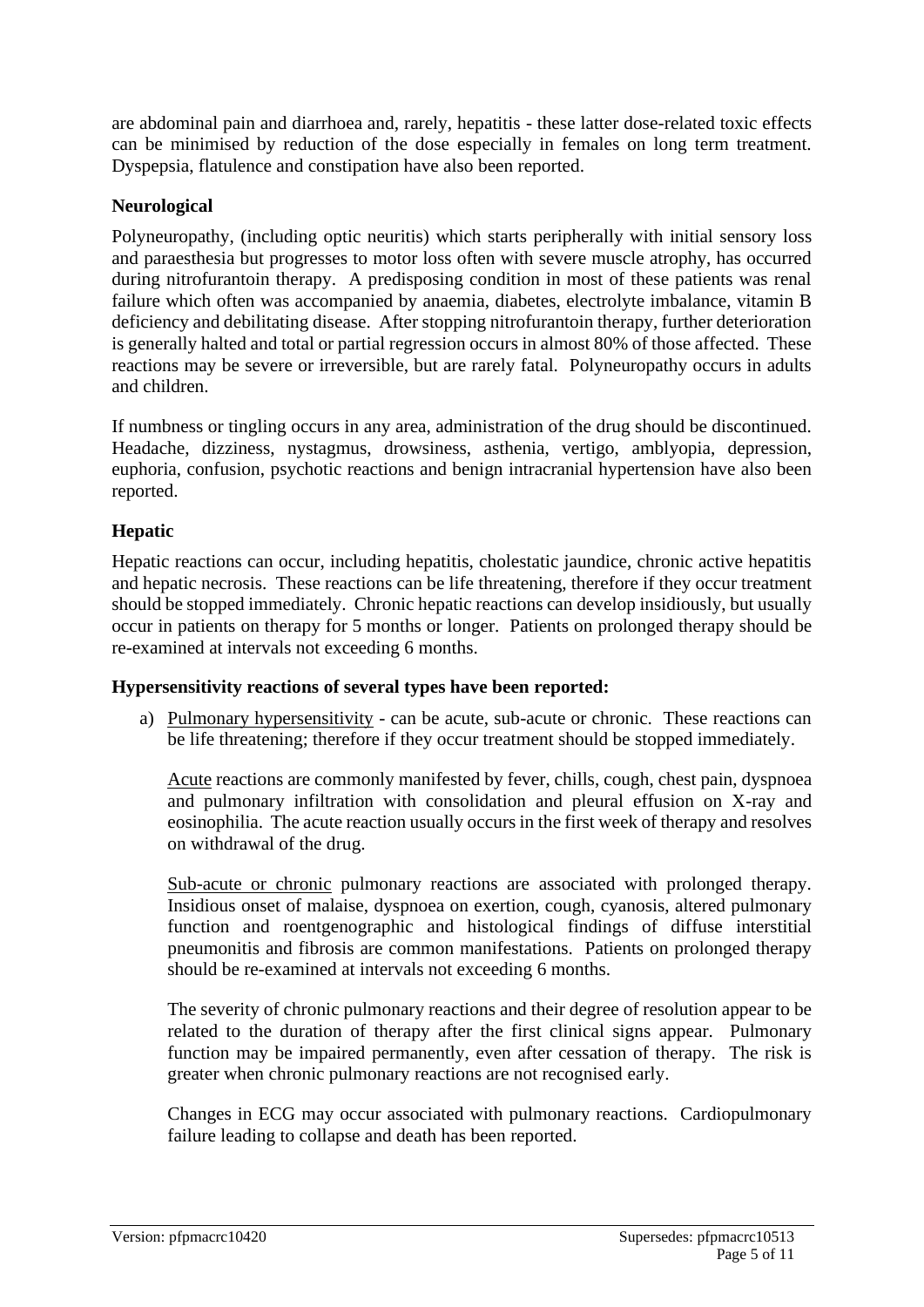are abdominal pain and diarrhoea and, rarely, hepatitis - these latter dose-related toxic effects can be minimised by reduction of the dose especially in females on long term treatment. Dyspepsia, flatulence and constipation have also been reported.

### Neurological

Polyneuropathy, (including optic neuritis) which starts peripherally with initial sensory loss and paraesthesia but progresses to motor loss often with severe muscle atrophy, has occurred during nitrofurantoin therapy. A predisposing condition in most of these patients was renal failure which often was accompanied by anaemia, diabetes, electrolyte imbalance, vitamin B deficiency and debilitating disease. After stopping nitrofurantoin therapy, further deterioration is generally halted and total or partial regression occurs in almost 80% of those affected. These reactions may be severe or irreversible, but are rarely fatal. Polyneuropathy occurs in adults and children.

If numbness or tingling occurs in any area, administration of the drug should be discontinued. Headache, dizziness, nystagmus, drowsiness, asthenia, vertigo, amblyopia, depression, euphoria, confusion, psychotic reactions and benign intracranial hypertension have also been reported.

### Hepatic

Hepatic reactions can occur, including hepatitis, cholestatic jaundice, chronic active hepatitis and hepatic necrosis. These reactions can be life threatening, therefore if they occur treatment should be stopped immediately. Chronic hepatic reactions can develop insidiously, but usually occur in patients on therapy for 5 months or longer. Patients on prolonged therapy should be re-examined at intervals not exceeding 6 months.

### Hypersensitivity reactions of several types have been reported:

a) Pulmonary hypersensitivity - can be acute, sub-acute or chronic. These reactions can be life threatening; therefore if they occur treatment should be stopped immediately.

   Acute reactions are commonly manifested by fever, chills, cough, chest pain, dyspnoea and pulmonary infiltration with consolidation and pleural effusion on X-ray and eosinophilia. The acute reaction usually occurs in the first week of therapy and resolves on withdrawal of the drug.

   Sub-acute or chronic pulmonary reactions are associated with prolonged therapy. Insidious onset of malaise, dyspnoea on exertion, cough, cyanosis, altered pulmonary function and roentgenographic and histological findings of diffuse interstitial pneumonitis and fibrosis are common manifestations. Patients on prolonged therapy should be re-examined at intervals not exceeding 6 months.

   The severity of chronic pulmonary reactions and their degree of resolution appear to be related to the duration of therapy after the first clinical signs appear. Pulmonary function may be impaired permanently, even after cessation of therapy. The risk is greater when chronic pulmonary reactions are not recognised early.

   Changes in ECG may occur associated with pulmonary reactions. Cardiopulmonary failure leading to collapse and death has been reported.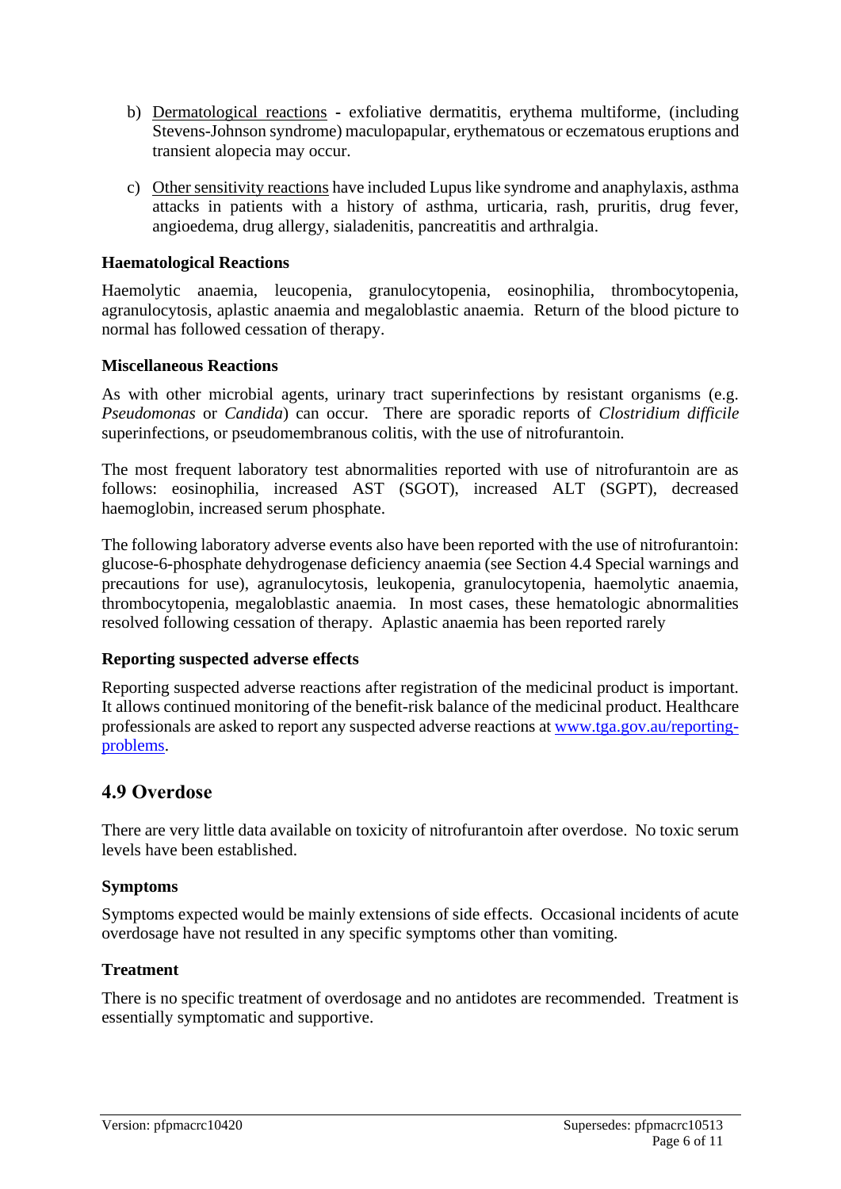b) Dermatological reactions - exfoliative dermatitis, erythema multiforme, (including Stevens-Johnson syndrome) maculopapular, erythematous or eczematous eruptions and transient alopecia may occur.

c) Other sensitivity reactions have included Lupus like syndrome and anaphylaxis, asthma attacks in patients with a history of asthma, urticaria, rash, pruritis, drug fever, angioedema, drug allergy, sialadenitis, pancreatitis and arthralgia.

**Haematological Reactions**

Haemolytic anaemia, leucopenia, granulocytopenia, eosinophilia, thrombocytopenia, agranulocytosis, aplastic anaemia and megaloblastic anaemia. Return of the blood picture to normal has followed cessation of therapy.

**Miscellaneous Reactions**

As with other microbial agents, urinary tract superinfections by resistant organisms (e.g. *Pseudomonas* or *Candida*) can occur. There are sporadic reports of *Clostridium difficile* superinfections, or pseudomembranous colitis, with the use of nitrofurantoin.

The most frequent laboratory test abnormalities reported with use of nitrofurantoin are as follows: eosinophilia, increased AST (SGOT), increased ALT (SGPT), decreased haemoglobin, increased serum phosphate.

The following laboratory adverse events also have been reported with the use of nitrofurantoin: glucose-6-phosphate dehydrogenase deficiency anaemia (see Section 4.4 Special warnings and precautions for use), agranulocytosis, leukopenia, granulocytopenia, haemolytic anaemia, thrombocytopenia, megaloblastic anaemia. In most cases, these hematologic abnormalities resolved following cessation of therapy. Aplastic anaemia has been reported rarely

**Reporting suspected adverse effects**

Reporting suspected adverse reactions after registration of the medicinal product is important. It allows continued monitoring of the benefit-risk balance of the medicinal product. Healthcare professionals are asked to report any suspected adverse reactions at [www.tga.gov.au/reporting-problems](http://www.tga.gov.au/reporting-problems).

## 4.9 Overdose

There are very little data available on toxicity of nitrofurantoin after overdose. No toxic serum levels have been established.

**Symptoms**

Symptoms expected would be mainly extensions of side effects. Occasional incidents of acute overdosage have not resulted in any specific symptoms other than vomiting.

**Treatment**

There is no specific treatment of overdosage and no antidotes are recommended. Treatment is essentially symptomatic and supportive.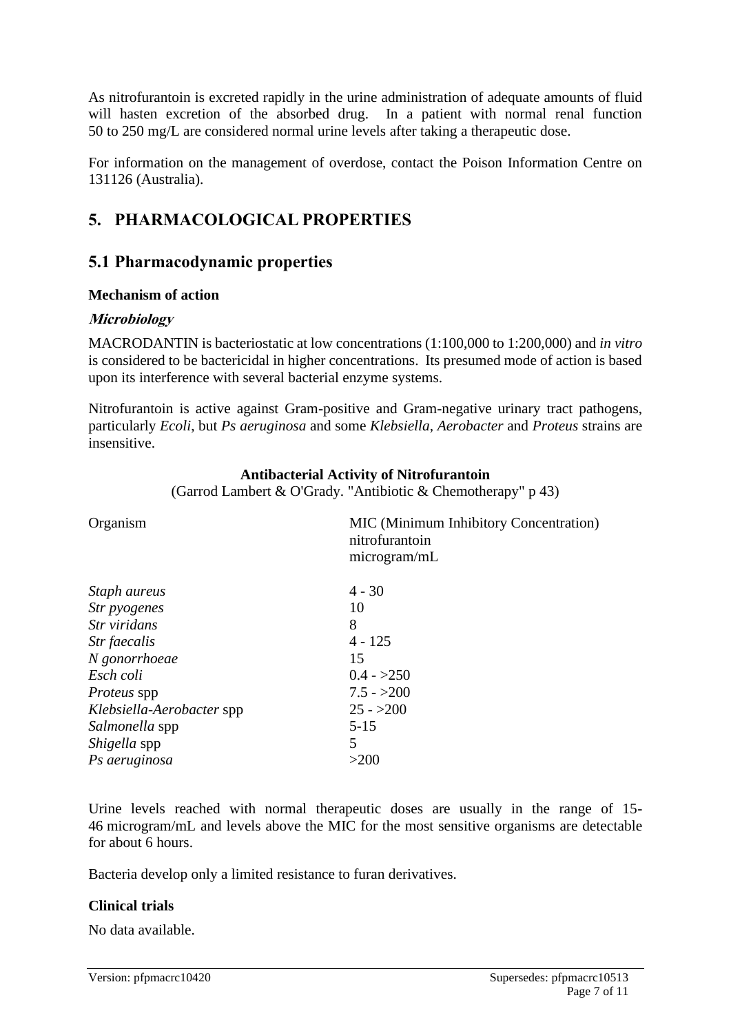As nitrofurantoin is excreted rapidly in the urine administration of adequate amounts of fluid will hasten excretion of the absorbed drug. In a patient with normal renal function 50 to 250 mg/L are considered normal urine levels after taking a therapeutic dose.

For information on the management of overdose, contact the Poison Information Centre on 131126 (Australia).

# 5. PHARMACOLOGICAL PROPERTIES

## 5.1 Pharmacodynamic properties

**Mechanism of action**

***Microbiology***

MACRODANTIN is bacteriostatic at low concentrations (1:100,000 to 1:200,000) and *in vitro* is considered to be bactericidal in higher concentrations. Its presumed mode of action is based upon its interference with several bacterial enzyme systems.

Nitrofurantoin is active against Gram-positive and Gram-negative urinary tract pathogens, particularly *Ecoli*, but *Ps aeruginosa* and some *Klebsiella*, *Aerobacter* and *Proteus* strains are insensitive.

**Antibacterial Activity of Nitrofurantoin**

(Garrod Lambert & O'Grady. "Antibiotic & Chemotherapy" p 43)

| Organism | MIC (Minimum Inhibitory Concentration) nitrofurantoin microgram/mL |
|---|---|
| *Staph aureus* | 4 - 30 |
| *Str pyogenes* | 10 |
| *Str viridans* | 8 |
| *Str faecalis* | 4 - 125 |
| *N gonorrhoeae* | 15 |
| *Esch coli* | 0.4 - >250 |
| *Proteus* spp | 7.5 - >200 |
| *Klebsiella-Aerobacter* spp | 25 - >200 |
| *Salmonella* spp | 5-15 |
| *Shigella* spp | 5 |
| *Ps aeruginosa* | >200 |

Urine levels reached with normal therapeutic doses are usually in the range of 15-46 microgram/mL and levels above the MIC for the most sensitive organisms are detectable for about 6 hours.

Bacteria develop only a limited resistance to furan derivatives.

**Clinical trials**

No data available.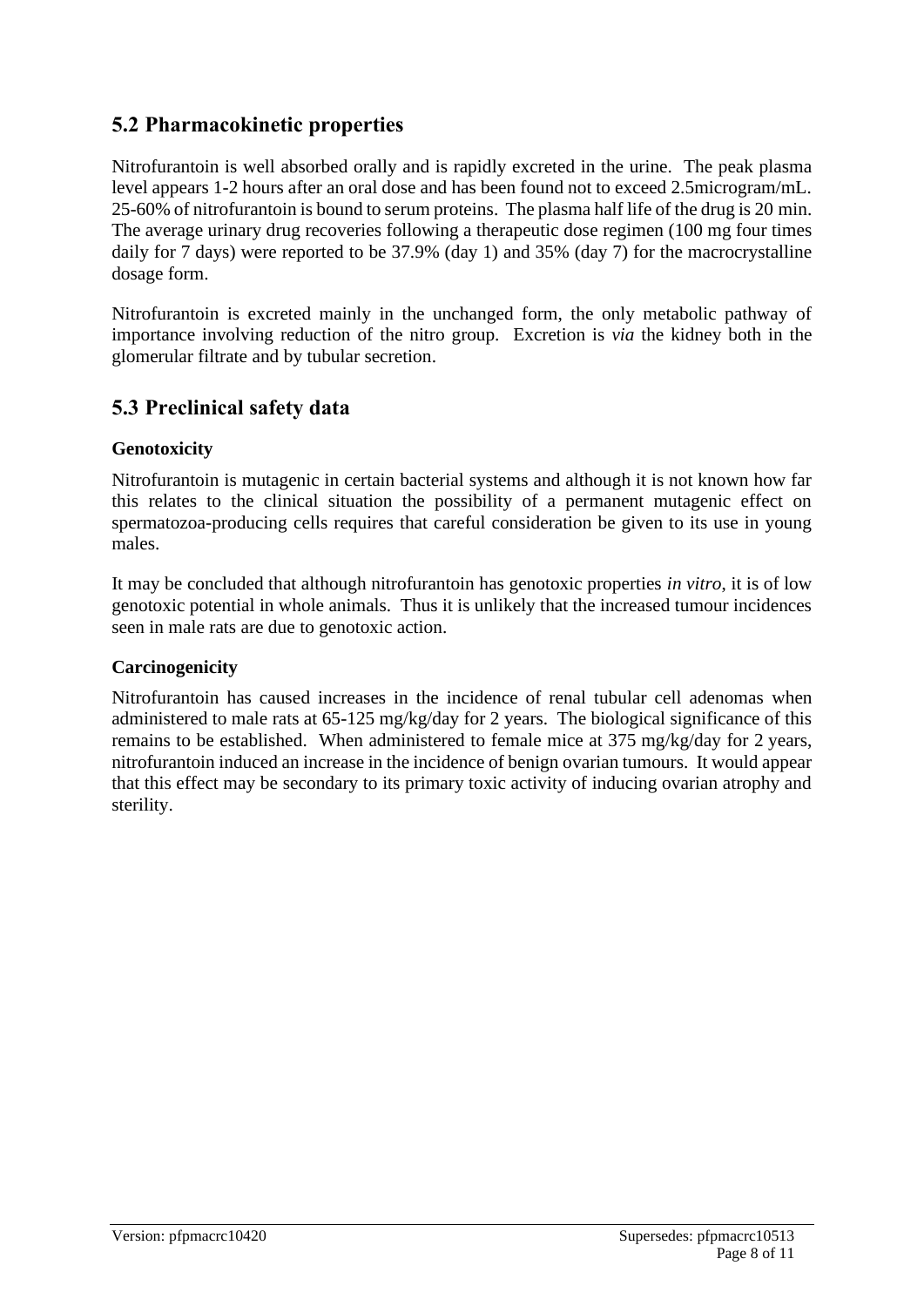## 5.2 Pharmacokinetic properties

Nitrofurantoin is well absorbed orally and is rapidly excreted in the urine. The peak plasma level appears 1-2 hours after an oral dose and has been found not to exceed 2.5microgram/mL. 25-60% of nitrofurantoin is bound to serum proteins. The plasma half life of the drug is 20 min. The average urinary drug recoveries following a therapeutic dose regimen (100 mg four times daily for 7 days) were reported to be 37.9% (day 1) and 35% (day 7) for the macrocrystalline dosage form.

Nitrofurantoin is excreted mainly in the unchanged form, the only metabolic pathway of importance involving reduction of the nitro group. Excretion is *via* the kidney both in the glomerular filtrate and by tubular secretion.

## 5.3 Preclinical safety data

### Genotoxicity

Nitrofurantoin is mutagenic in certain bacterial systems and although it is not known how far this relates to the clinical situation the possibility of a permanent mutagenic effect on spermatozoa-producing cells requires that careful consideration be given to its use in young males.

It may be concluded that although nitrofurantoin has genotoxic properties *in vitro*, it is of low genotoxic potential in whole animals. Thus it is unlikely that the increased tumour incidences seen in male rats are due to genotoxic action.

### Carcinogenicity

Nitrofurantoin has caused increases in the incidence of renal tubular cell adenomas when administered to male rats at 65-125 mg/kg/day for 2 years. The biological significance of this remains to be established. When administered to female mice at 375 mg/kg/day for 2 years, nitrofurantoin induced an increase in the incidence of benign ovarian tumours. It would appear that this effect may be secondary to its primary toxic activity of inducing ovarian atrophy and sterility.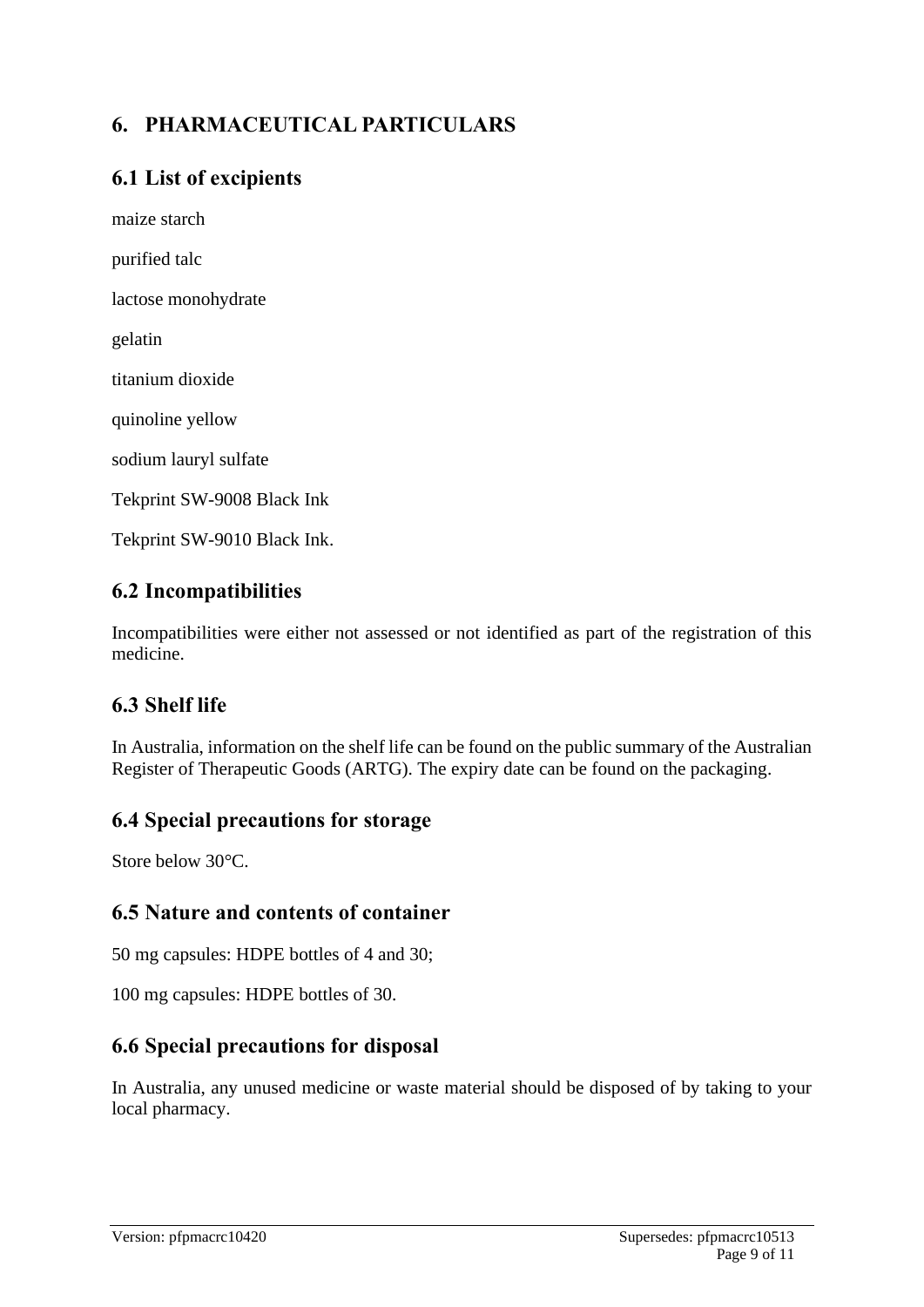# 6. PHARMACEUTICAL PARTICULARS

## 6.1 List of excipients

maize starch

purified talc

lactose monohydrate

gelatin

titanium dioxide

quinoline yellow

sodium lauryl sulfate

Tekprint SW-9008 Black Ink

Tekprint SW-9010 Black Ink.

## 6.2 Incompatibilities

Incompatibilities were either not assessed or not identified as part of the registration of this medicine.

## 6.3 Shelf life

In Australia, information on the shelf life can be found on the public summary of the Australian Register of Therapeutic Goods (ARTG). The expiry date can be found on the packaging.

## 6.4 Special precautions for storage

Store below 30°C.

## 6.5 Nature and contents of container

50 mg capsules: HDPE bottles of 4 and 30;

100 mg capsules: HDPE bottles of 30.

## 6.6 Special precautions for disposal

In Australia, any unused medicine or waste material should be disposed of by taking to your local pharmacy.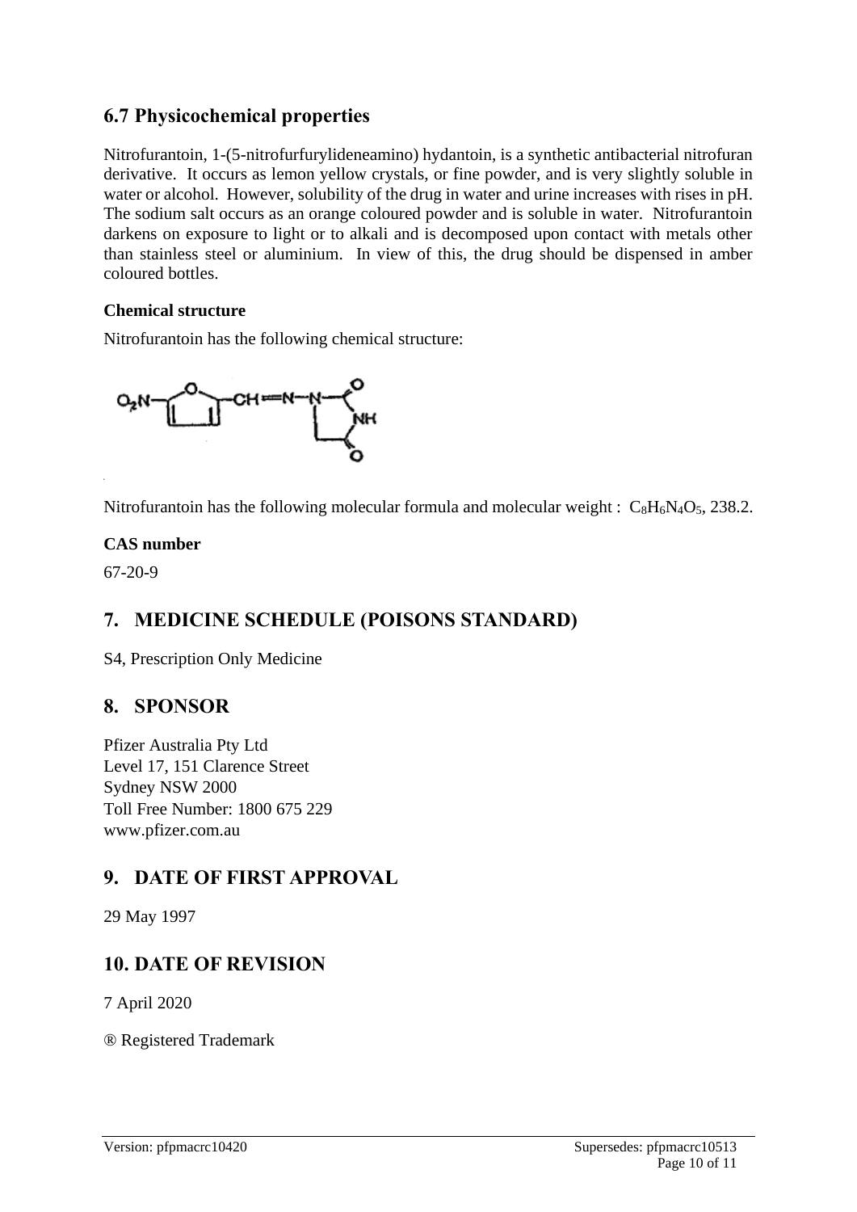## 6.7 Physicochemical properties

Nitrofurantoin, 1-(5-nitrofurfurylideneamino) hydantoin, is a synthetic antibacterial nitrofuran derivative. It occurs as lemon yellow crystals, or fine powder, and is very slightly soluble in water or alcohol. However, solubility of the drug in water and urine increases with rises in pH. The sodium salt occurs as an orange coloured powder and is soluble in water. Nitrofurantoin darkens on exposure to light or to alkali and is decomposed upon contact with metals other than stainless steel or aluminium. In view of this, the drug should be dispensed in amber coloured bottles.

**Chemical structure**

Nitrofurantoin has the following chemical structure:

Nitrofurantoin has the following molecular formula and molecular weight : $C_8H_6N_4O_5$, 238.2.

**CAS number**

67-20-9

## 7. MEDICINE SCHEDULE (POISONS STANDARD)

S4, Prescription Only Medicine

## 8. SPONSOR

Pfizer Australia Pty Ltd
Level 17, 151 Clarence Street
Sydney NSW 2000
Toll Free Number: 1800 675 229
www.pfizer.com.au

## 9. DATE OF FIRST APPROVAL

29 May 1997

## 10. DATE OF REVISION

7 April 2020

® Registered Trademark

Version: pfpmacrc10420 Supersedes: pfpmacrc10513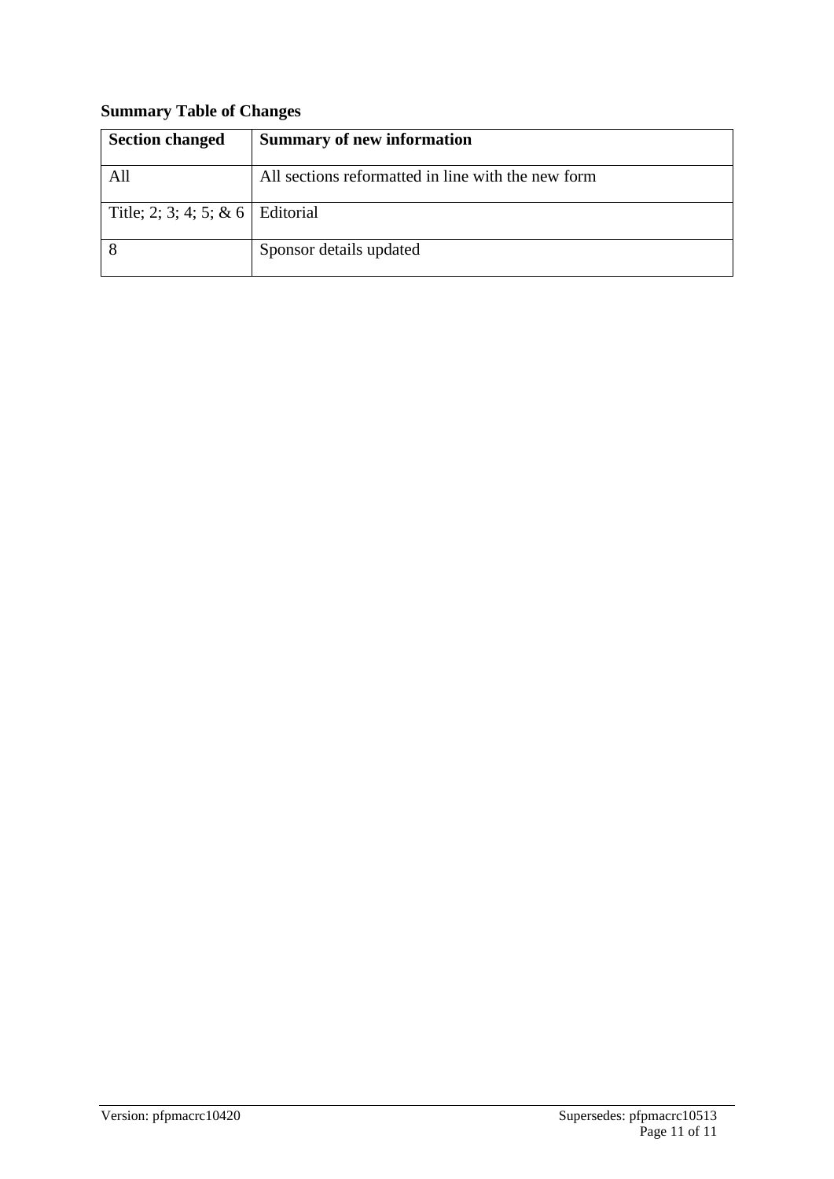**Summary Table of Changes**

| Section changed | Summary of new information |
|---|---|
| All | All sections reformatted in line with the new form |
| Title; 2; 3; 4; 5; & 6 | Editorial |
| 8 | Sponsor details updated |

Version: pfpmacrc10420 Supersedes: pfpmacrc10513